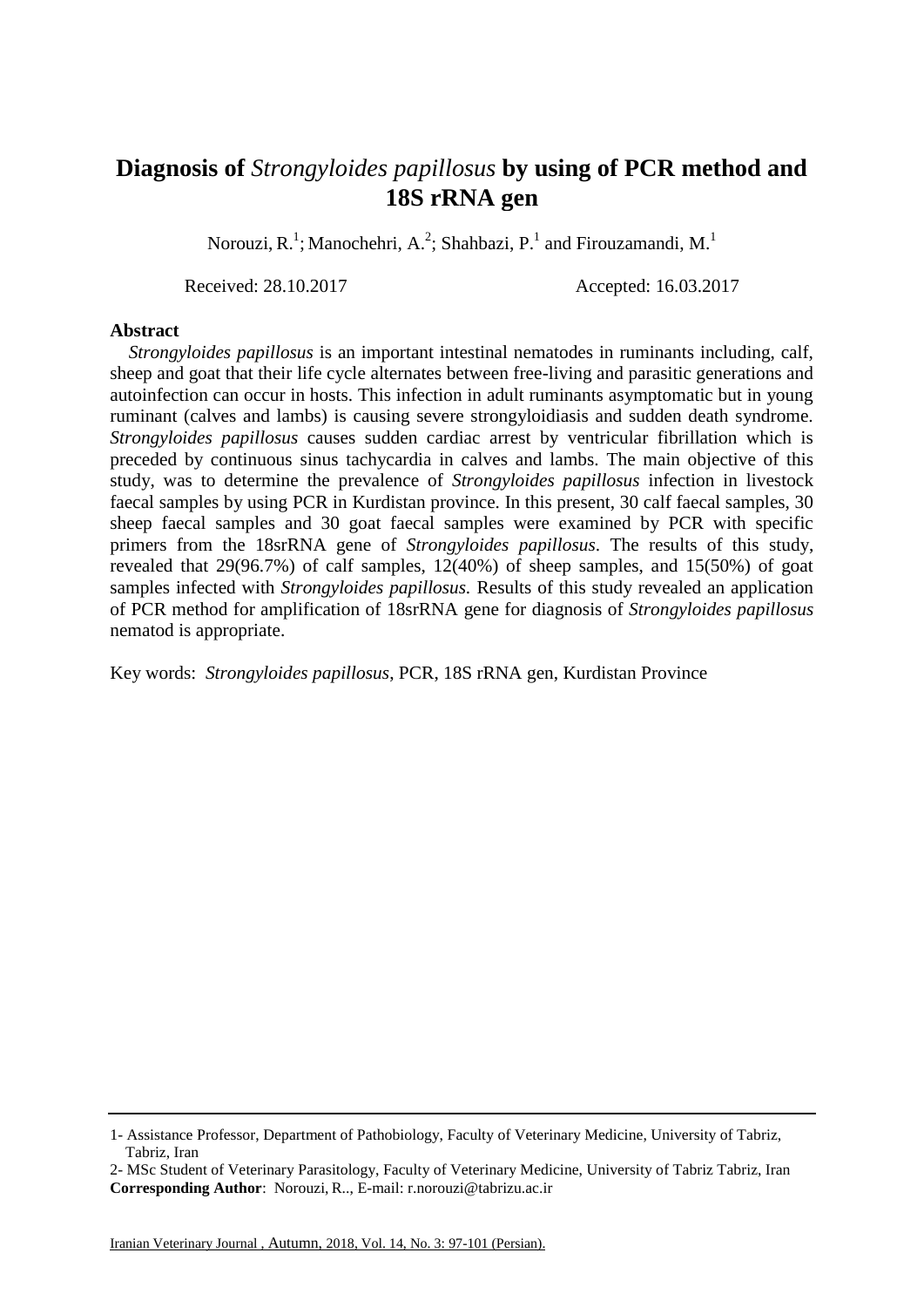# Diagnosis of *Strongyloides papillosus* by using of PCR method and 18S rRNA gen

Norouzi, R.[1]; Manochehri, A.[2]; Shahbazi, P.[1] and Firouzamandi, M.[1]

Received: 28.10.2017 Accepted: 16.03.2017

## Abstract

*Strongyloides papillosus* is an important intestinal nematodes in ruminants including, calf, sheep and goat that their life cycle alternates between free-living and parasitic generations and autoinfection can occur in hosts. This infection in adult ruminants asymptomatic but in young ruminant (calves and lambs) is causing severe strongyloidiasis and sudden death syndrome. *Strongyloides papillosus* causes sudden cardiac arrest by ventricular fibrillation which is preceded by continuous sinus tachycardia in calves and lambs. The main objective of this study, was to determine the prevalence of *Strongyloides papillosus* infection in livestock faecal samples by using PCR in Kurdistan province. In this present, 30 calf faecal samples, 30 sheep faecal samples and 30 goat faecal samples were examined by PCR with specific primers from the 18srRNA gene of *Strongyloides papillosus*. The results of this study, revealed that 29(96.7%) of calf samples, 12(40%) of sheep samples, and 15(50%) of goat samples infected with *Strongyloides papillosus*. Results of this study revealed an application of PCR method for amplification of 18srRNA gene for diagnosis of *Strongyloides papillosus* nematod is appropriate.

Key words: *Strongyloides papillosus*, PCR, 18S rRNA gen, Kurdistan Province

---

1- Assistance Professor, Department of Pathobiology, Faculty of Veterinary Medicine, University of Tabriz, Tabriz, Iran

2- MSc Student of Veterinary Parasitology, Faculty of Veterinary Medicine, University of Tabriz Tabriz, Iran

**Corresponding Author**: Norouzi, R.., E-mail: r.norouzi@tabrizu.ac.ir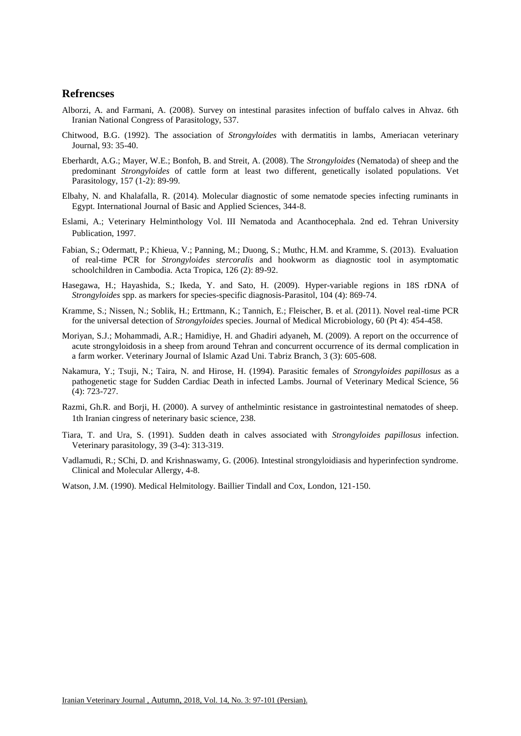## Refrencses

Alborzi, A. and Farmani, A. (2008). Survey on intestinal parasites infection of buffalo calves in Ahvaz. 6th Iranian National Congress of Parasitology, 537.

Chitwood, B.G. (1992). The association of *Strongyloides* with dermatitis in lambs, Ameriacan veterinary Journal, 93: 35-40.

Eberhardt, A.G.; Mayer, W.E.; Bonfoh, B. and Streit, A. (2008). The *Strongyloides* (Nematoda) of sheep and the predominant *Strongyloides* of cattle form at least two different, genetically isolated populations. Vet Parasitology, 157 (1-2): 89-99.

Elbahy, N. and Khalafalla, R. (2014). Molecular diagnostic of some nematode species infecting ruminants in Egypt. International Journal of Basic and Applied Sciences, 344-8.

Eslami, A.; Veterinary Helminthology Vol. III Nematoda and Acanthocephala. 2nd ed. Tehran University Publication, 1997.

Fabian, S.; Odermatt, P.; Khieua, V.; Panning, M.; Duong, S.; Muthc, H.M. and Kramme, S. (2013). Evaluation of real-time PCR for *Strongyloides stercoralis* and hookworm as diagnostic tool in asymptomatic schoolchildren in Cambodia. Acta Tropica, 126 (2): 89-92.

Hasegawa, H.; Hayashida, S.; Ikeda, Y. and Sato, H. (2009). Hyper-variable regions in 18S rDNA of *Strongyloides* spp. as markers for species-specific diagnosis-Parasitol, 104 (4): 869-74.

Kramme, S.; Nissen, N.; Soblik, H.; Erttmann, K.; Tannich, E.; Fleischer, B. et al. (2011). Novel real-time PCR for the universal detection of *Strongyloides* species. Journal of Medical Microbiology, 60 (Pt 4): 454-458.

Moriyan, S.J.; Mohammadi, A.R.; Hamidiye, H. and Ghadiri adyaneh, M. (2009). A report on the occurrence of acute strongyloidosis in a sheep from around Tehran and concurrent occurrence of its dermal complication in a farm worker. Veterinary Journal of Islamic Azad Uni. Tabriz Branch, 3 (3): 605-608.

Nakamura, Y.; Tsuji, N.; Taira, N. and Hirose, H. (1994). Parasitic females of *Strongyloides papillosus* as a pathogenetic stage for Sudden Cardiac Death in infected Lambs. Journal of Veterinary Medical Science, 56 (4): 723-727.

Razmi, Gh.R. and Borji, H. (2000). A survey of anthelmintic resistance in gastrointestinal nematodes of sheep. 1th Iranian cingress of neterinary basic science, 238.

Tiara, T. and Ura, S. (1991). Sudden death in calves associated with *Strongyloides papillosus* infection. Veterinary parasitology, 39 (3-4): 313-319.

Vadlamudi, R.; SChi, D. and Krishnaswamy, G. (2006). Intestinal strongyloidiasis and hyperinfection syndrome. Clinical and Molecular Allergy, 4-8.

Watson, J.M. (1990). Medical Helmitology. Baillier Tindall and Cox, London, 121-150.